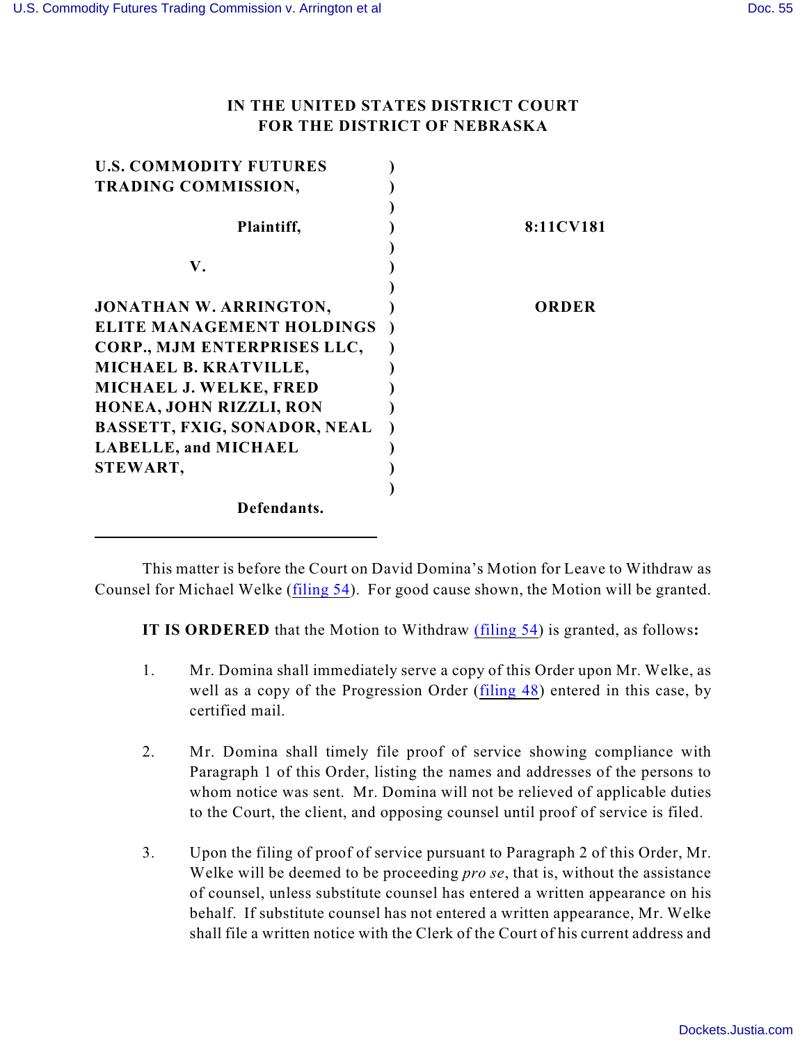**IN THE UNITED STATES DISTRICT COURT**
**FOR THE DISTRICT OF NEBRASKA**

| | | |
|---|---|---|
| **U.S. COMMODITY FUTURES TRADING COMMISSION,** | ) | |
| | ) | |
| **Plaintiff,** | ) | **8:11CV181** |
| | ) | |
| **V.** | ) | |
| | ) | |
| **JONATHAN W. ARRINGTON, ELITE MANAGEMENT HOLDINGS CORP., MJM ENTERPRISES LLC, MICHAEL B. KRATVILLE, MICHAEL J. WELKE, FRED HONEA, JOHN RIZZLI, RON BASSETT, FXIG, SONADOR, NEAL LABELLE, and MICHAEL STEWART,** | ) | **ORDER** |
| | ) | |
| **Defendants.** | | |

This matter is before the Court on David Domina's Motion for Leave to Withdraw as Counsel for Michael Welke (filing 54). For good cause shown, the Motion will be granted.

**IT IS ORDERED** that the Motion to Withdraw (filing 54) is granted, as follows**:**

1. Mr. Domina shall immediately serve a copy of this Order upon Mr. Welke, as well as a copy of the Progression Order (filing 48) entered in this case, by certified mail.

2. Mr. Domina shall timely file proof of service showing compliance with Paragraph 1 of this Order, listing the names and addresses of the persons to whom notice was sent. Mr. Domina will not be relieved of applicable duties to the Court, the client, and opposing counsel until proof of service is filed.

3. Upon the filing of proof of service pursuant to Paragraph 2 of this Order, Mr. Welke will be deemed to be proceeding *pro se*, that is, without the assistance of counsel, unless substitute counsel has entered a written appearance on his behalf. If substitute counsel has not entered a written appearance, Mr. Welke shall file a written notice with the Clerk of the Court of his current address and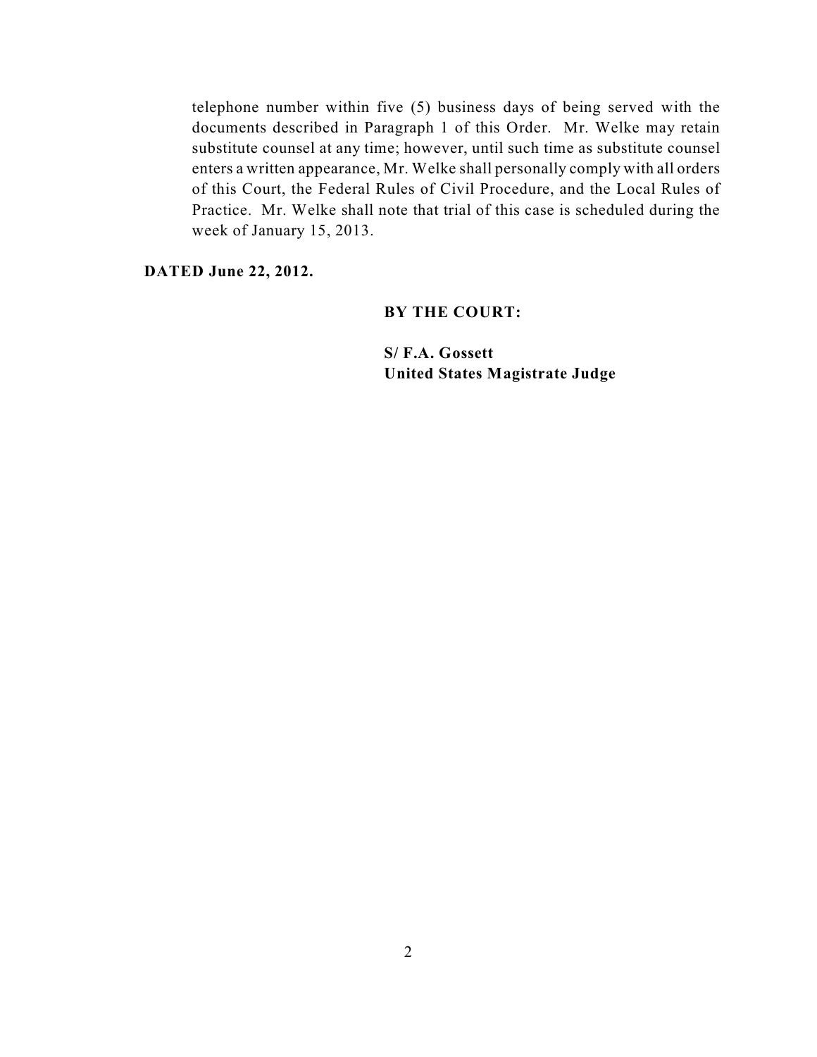telephone number within five (5) business days of being served with the documents described in Paragraph 1 of this Order. Mr. Welke may retain substitute counsel at any time; however, until such time as substitute counsel enters a written appearance, Mr. Welke shall personally comply with all orders of this Court, the Federal Rules of Civil Procedure, and the Local Rules of Practice. Mr. Welke shall note that trial of this case is scheduled during the week of January 15, 2013.

**DATED June 22, 2012.**

**BY THE COURT:**

**S/ F.A. Gossett**
**United States Magistrate Judge**